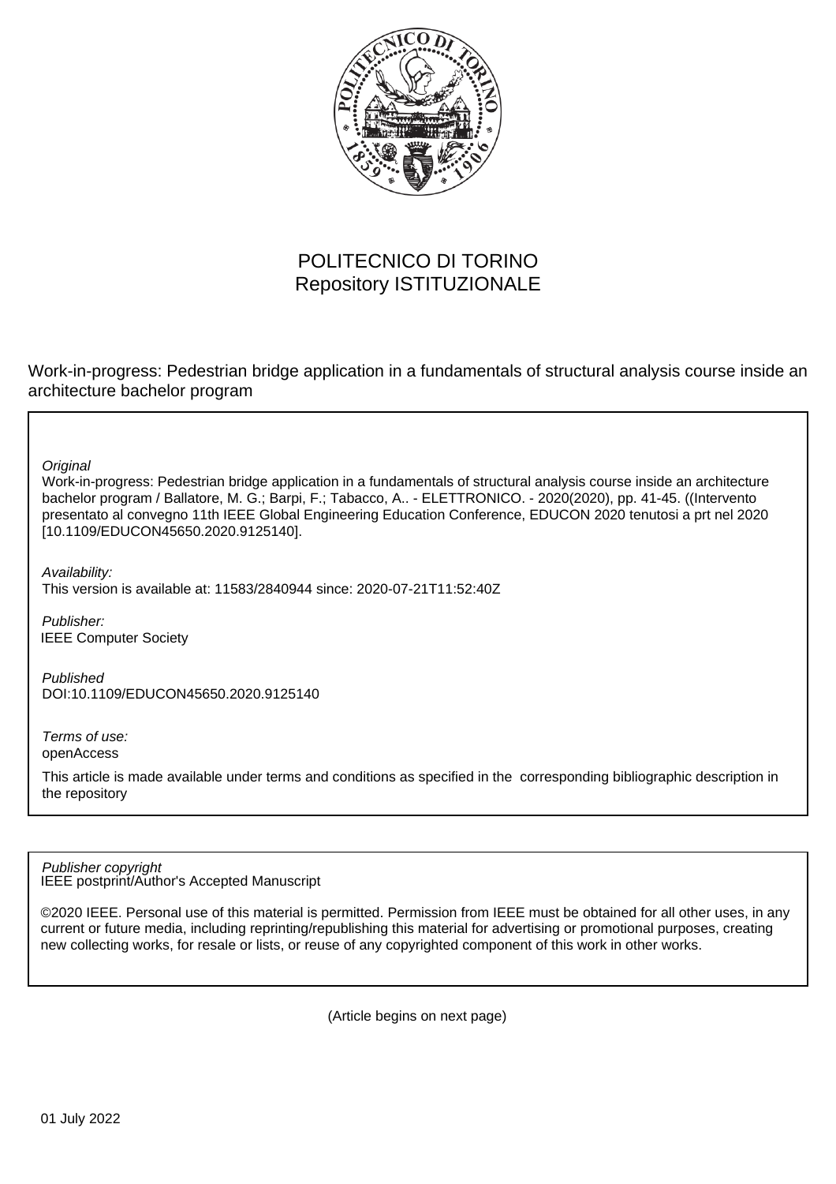POLITECNICO DI TORINO
Repository ISTITUZIONALE

Work-in-progress: Pedestrian bridge application in a fundamentals of structural analysis course inside an architecture bachelor program

*Original*
Work-in-progress: Pedestrian bridge application in a fundamentals of structural analysis course inside an architecture bachelor program / Ballatore, M. G.; Barpi, F.; Tabacco, A.. - ELETTRONICO. - 2020(2020), pp. 41-45. ((Intervento presentato al convegno 11th IEEE Global Engineering Education Conference, EDUCON 2020 tenutosi a prt nel 2020 [10.1109/EDUCON45650.2020.9125140].

*Availability:*
This version is available at: 11583/2840944 since: 2020-07-21T11:52:40Z

*Publisher:*
IEEE Computer Society

*Published*
DOI:10.1109/EDUCON45650.2020.9125140

*Terms of use:*
openAccess

This article is made available under terms and conditions as specified in the corresponding bibliographic description in the repository

*Publisher copyright*
IEEE postprint/Author's Accepted Manuscript

©2020 IEEE. Personal use of this material is permitted. Permission from IEEE must be obtained for all other uses, in any current or future media, including reprinting/republishing this material for advertising or promotional purposes, creating new collecting works, for resale or lists, or reuse of any copyrighted component of this work in other works.

(Article begins on next page)

01 July 2022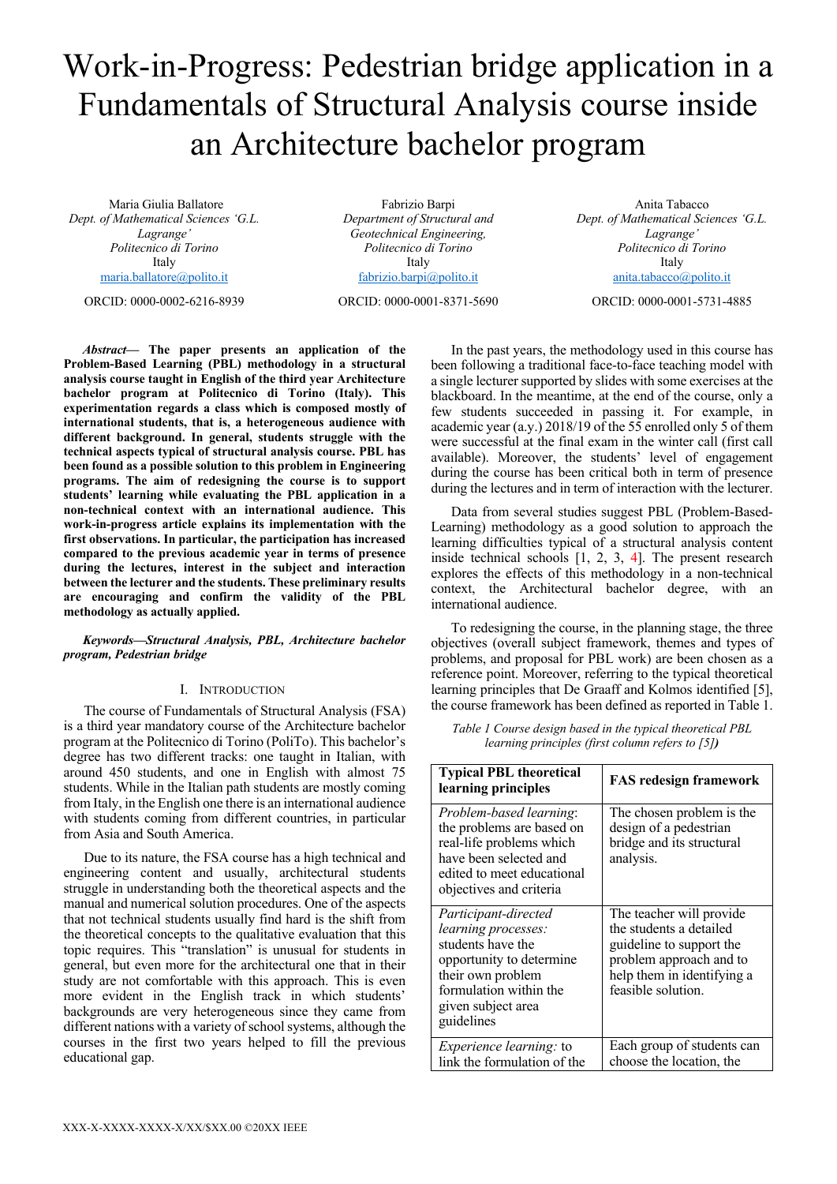# Work-in-Progress: Pedestrian bridge application in a Fundamentals of Structural Analysis course inside an Architecture bachelor program

Maria Giulia Ballatore
*Dept. of Mathematical Sciences 'G.L. Lagrange'*
*Politecnico di Torino*
Italy
maria.ballatore@polito.it
ORCID: 0000-0002-6216-8939

Fabrizio Barpi
*Department of Structural and Geotechnical Engineering,*
*Politecnico di Torino*
Italy
fabrizio.barpi@polito.it
ORCID: 0000-0001-8371-5690

Anita Tabacco
*Dept. of Mathematical Sciences 'G.L. Lagrange'*
*Politecnico di Torino*
Italy
anita.tabacco@polito.it
ORCID: 0000-0001-5731-4885

***Abstract*— The paper presents an application of the Problem-Based Learning (PBL) methodology in a structural analysis course taught in English of the third year Architecture bachelor program at Politecnico di Torino (Italy). This experimentation regards a class which is composed mostly of international students, that is, a heterogeneous audience with different background. In general, students struggle with the technical aspects typical of structural analysis course. PBL has been found as a possible solution to this problem in Engineering programs. The aim of redesigning the course is to support students' learning while evaluating the PBL application in a non-technical context with an international audience. This work-in-progress article explains its implementation with the first observations. In particular, the participation has increased compared to the previous academic year in terms of presence during the lectures, interest in the subject and interaction between the lecturer and the students. These preliminary results are encouraging and confirm the validity of the PBL methodology as actually applied.**

***Keywords—Structural Analysis, PBL, Architecture bachelor program, Pedestrian bridge***

## I. Introduction

The course of Fundamentals of Structural Analysis (FSA) is a third year mandatory course of the Architecture bachelor program at the Politecnico di Torino (PoliTo). This bachelor's degree has two different tracks: one taught in Italian, with around 450 students, and one in English with almost 75 students. While in the Italian path students are mostly coming from Italy, in the English one there is an international audience with students coming from different countries, in particular from Asia and South America.

Due to its nature, the FSA course has a high technical and engineering content and usually, architectural students struggle in understanding both the theoretical aspects and the manual and numerical solution procedures. One of the aspects that not technical students usually find hard is the shift from the theoretical concepts to the qualitative evaluation that this topic requires. This "translation" is unusual for students in general, but even more for the architectural one that in their study are not comfortable with this approach. This is even more evident in the English track in which students' backgrounds are very heterogeneous since they came from different nations with a variety of school systems, although the courses in the first two years helped to fill the previous educational gap.

In the past years, the methodology used in this course has been following a traditional face-to-face teaching model with a single lecturer supported by slides with some exercises at the blackboard. In the meantime, at the end of the course, only a few students succeeded in passing it. For example, in academic year (a.y.) 2018/19 of the 55 enrolled only 5 of them were successful at the final exam in the winter call (first call available). Moreover, the students' level of engagement during the course has been critical both in term of presence during the lectures and in term of interaction with the lecturer.

Data from several studies suggest PBL (Problem-Based-Learning) methodology as a good solution to approach the learning difficulties typical of a structural analysis content inside technical schools [1, 2, 3, 4]. The present research explores the effects of this methodology in a non-technical context, the Architectural bachelor degree, with an international audience.

To redesigning the course, in the planning stage, the three objectives (overall subject framework, themes and types of problems, and proposal for PBL work) are been chosen as a reference point. Moreover, referring to the typical theoretical learning principles that De Graaff and Kolmos identified [5], the course framework has been defined as reported in Table 1.

*Table 1 Course design based in the typical theoretical PBL learning principles (first column refers to [5]**)***

| Typical PBL theoretical learning principles | FAS redesign framework |
|---|---|
| *Problem-based learning*: the problems are based on real-life problems which have been selected and edited to meet educational objectives and criteria | The chosen problem is the design of a pedestrian bridge and its structural analysis. |
| *Participant-directed learning processes:* students have the opportunity to determine their own problem formulation within the given subject area guidelines | The teacher will provide the students a detailed guideline to support the problem approach and to help them in identifying a feasible solution. |
| *Experience learning:* to link the formulation of the | Each group of students can choose the location, the |

XXX-X-XXXX-XXXX-X/XX/$XX.00 ©20XX IEEE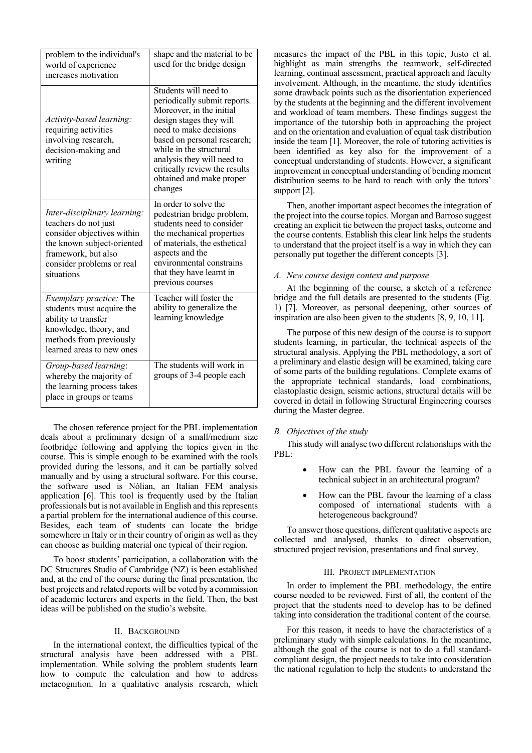| problem to the individual's world of experience increases motivation | shape and the material to be used for the bridge design |
|---|---|
| *Activity-based learning:* requiring activities involving research, decision-making and writing | Students will need to periodically submit reports. Moreover, in the initial design stages they will need to make decisions based on personal research; while in the structural analysis they will need to critically review the results obtained and make proper changes |
| *Inter-disciplinary learning:* teachers do not just consider objectives within the known subject-oriented framework, but also consider problems or real situations | In order to solve the pedestrian bridge problem, students need to consider the mechanical properties of materials, the esthetical aspects and the environmental constrains that they have learnt in previous courses |
| *Exemplary practice:* The students must acquire the ability to transfer knowledge, theory, and methods from previously learned areas to new ones | Teacher will foster the ability to generalize the learning knowledge |
| *Group-based learning*: whereby the majority of the learning process takes place in groups or teams | The students will work in groups of 3-4 people each |

The chosen reference project for the PBL implementation deals about a preliminary design of a small/medium size footbridge following and applying the topics given in the course. This is simple enough to be examined with the tools provided during the lessons, and it can be partially solved manually and by using a structural software. For this course, the software used is Nòlian, an Italian FEM analysis application [6]. This tool is frequently used by the Italian professionals but is not available in English and this represents a partial problem for the international audience of this course. Besides, each team of students can locate the bridge somewhere in Italy or in their country of origin as well as they can choose as building material one typical of their region.

To boost students' participation, a collaboration with the DC Structures Studio of Cambridge (NZ) is been established and, at the end of the course during the final presentation, the best projects and related reports will be voted by a commission of academic lecturers and experts in the field. Then, the best ideas will be published on the studio's website.

## II. Background

In the international context, the difficulties typical of the structural analysis have been addressed with a PBL implementation. While solving the problem students learn how to compute the calculation and how to address metacognition. In a qualitative analysis research, which measures the impact of the PBL in this topic, Justo et al. highlight as main strengths the teamwork, self-directed learning, continual assessment, practical approach and faculty involvement. Although, in the meantime, the study identifies some drawback points such as the disorientation experienced by the students at the beginning and the different involvement and workload of team members. These findings suggest the importance of the tutorship both in approaching the project and on the orientation and evaluation of equal task distribution inside the team [1]. Moreover, the role of tutoring activities is been identified as key also for the improvement of a conceptual understanding of students. However, a significant improvement in conceptual understanding of bending moment distribution seems to be hard to reach with only the tutors' support [2].

Then, another important aspect becomes the integration of the project into the course topics. Morgan and Barroso suggest creating an explicit tie between the project tasks, outcome and the course contents. Establish this clear link helps the students to understand that the project itself is a way in which they can personally put together the different concepts [3].

### *A. New course design context and purpose*

At the beginning of the course, a sketch of a reference bridge and the full details are presented to the students (Fig. 1) [7]. Moreover, as personal deepening, other sources of inspiration are also been given to the students [8, 9, 10, 11].

The purpose of this new design of the course is to support students learning, in particular, the technical aspects of the structural analysis. Applying the PBL methodology, a sort of a preliminary and elastic design will be examined, taking care of some parts of the building regulations. Complete exams of the appropriate technical standards, load combinations, elastoplastic design, seismic actions, structural details will be covered in detail in following Structural Engineering courses during the Master degree.

### *B. Objectives of the study*

This study will analyse two different relationships with the PBL:

- How can the PBL favour the learning of a technical subject in an architectural program?
- How can the PBL favour the learning of a class composed of international students with a heterogeneous background?

To answer those questions, different qualitative aspects are collected and analysed, thanks to direct observation, structured project revision, presentations and final survey.

## III. Project Implementation

In order to implement the PBL methodology, the entire course needed to be reviewed. First of all, the content of the project that the students need to develop has to be defined taking into consideration the traditional content of the course.

For this reason, it needs to have the characteristics of a preliminary study with simple calculations. In the meantime, although the goal of the course is not to do a full standard-compliant design, the project needs to take into consideration the national regulation to help the students to understand the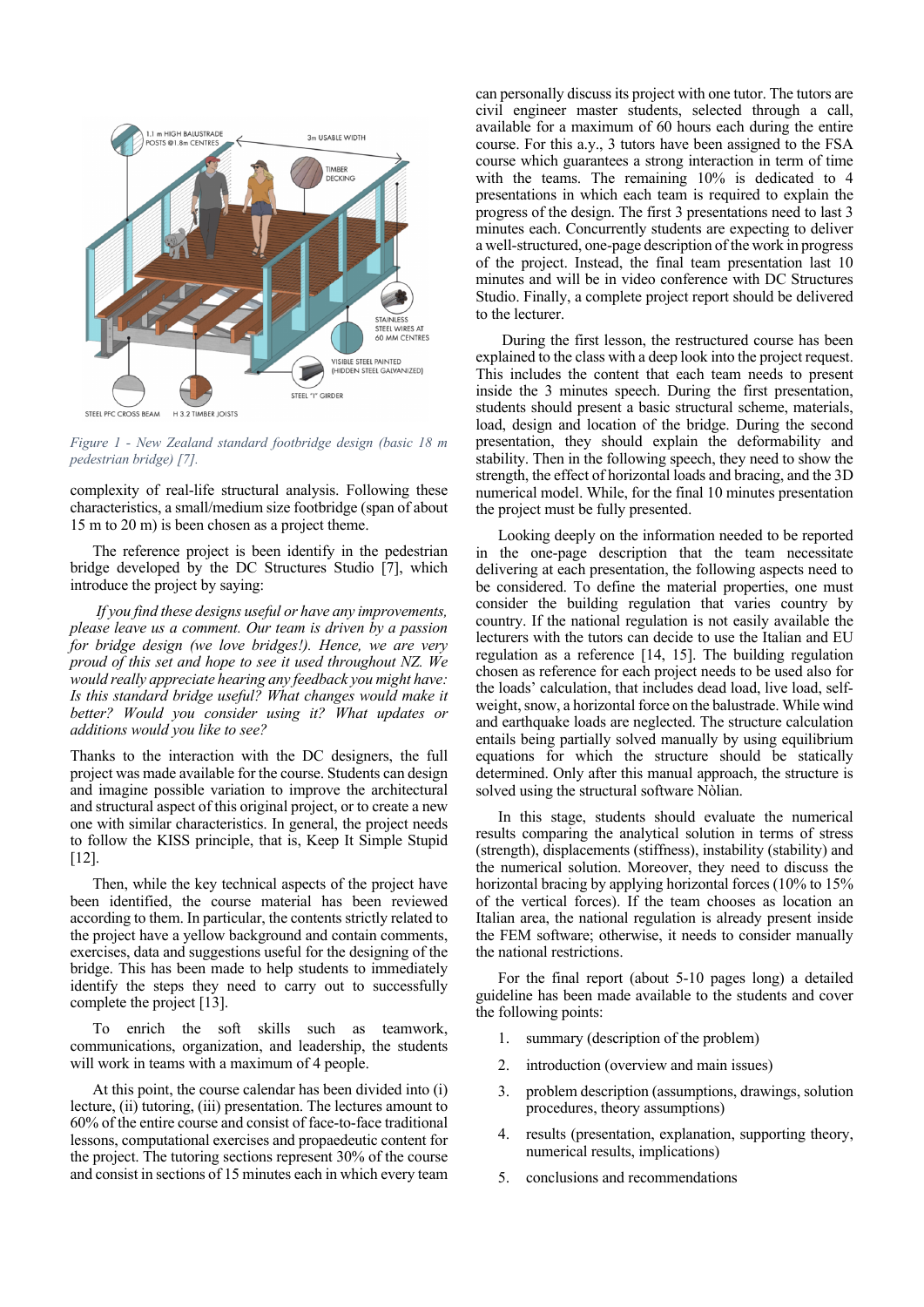Figure 1 - New Zealand standard footbridge design (basic 18 m pedestrian bridge) [7].

complexity of real-life structural analysis. Following these characteristics, a small/medium size footbridge (span of about 15 m to 20 m) is been chosen as a project theme.

The reference project is been identify in the pedestrian bridge developed by the DC Structures Studio [7], which introduce the project by saying:

*If you find these designs useful or have any improvements, please leave us a comment. Our team is driven by a passion for bridge design (we love bridges!). Hence, we are very proud of this set and hope to see it used throughout NZ. We would really appreciate hearing any feedback you might have: Is this standard bridge useful? What changes would make it better? Would you consider using it? What updates or additions would you like to see?*

Thanks to the interaction with the DC designers, the full project was made available for the course. Students can design and imagine possible variation to improve the architectural and structural aspect of this original project, or to create a new one with similar characteristics. In general, the project needs to follow the KISS principle, that is, Keep It Simple Stupid [12].

Then, while the key technical aspects of the project have been identified, the course material has been reviewed according to them. In particular, the contents strictly related to the project have a yellow background and contain comments, exercises, data and suggestions useful for the designing of the bridge. This has been made to help students to immediately identify the steps they need to carry out to successfully complete the project [13].

To enrich the soft skills such as teamwork, communications, organization, and leadership, the students will work in teams with a maximum of 4 people.

At this point, the course calendar has been divided into (i) lecture, (ii) tutoring, (iii) presentation. The lectures amount to 60% of the entire course and consist of face-to-face traditional lessons, computational exercises and propaedeutic content for the project. The tutoring sections represent 30% of the course and consist in sections of 15 minutes each in which every team can personally discuss its project with one tutor. The tutors are civil engineer master students, selected through a call, available for a maximum of 60 hours each during the entire course. For this a.y., 3 tutors have been assigned to the FSA course which guarantees a strong interaction in term of time with the teams. The remaining 10% is dedicated to 4 presentations in which each team is required to explain the progress of the design. The first 3 presentations need to last 3 minutes each. Concurrently students are expecting to deliver a well-structured, one-page description of the work in progress of the project. Instead, the final team presentation last 10 minutes and will be in video conference with DC Structures Studio. Finally, a complete project report should be delivered to the lecturer.

During the first lesson, the restructured course has been explained to the class with a deep look into the project request. This includes the content that each team needs to present inside the 3 minutes speech. During the first presentation, students should present a basic structural scheme, materials, load, design and location of the bridge. During the second presentation, they should explain the deformability and stability. Then in the following speech, they need to show the strength, the effect of horizontal loads and bracing, and the 3D numerical model. While, for the final 10 minutes presentation the project must be fully presented.

Looking deeply on the information needed to be reported in the one-page description that the team necessitate delivering at each presentation, the following aspects need to be considered. To define the material properties, one must consider the building regulation that varies country by country. If the national regulation is not easily available the lecturers with the tutors can decide to use the Italian and EU regulation as a reference [14, 15]. The building regulation chosen as reference for each project needs to be used also for the loads' calculation, that includes dead load, live load, self-weight, snow, a horizontal force on the balustrade. While wind and earthquake loads are neglected. The structure calculation entails being partially solved manually by using equilibrium equations for which the structure should be statically determined. Only after this manual approach, the structure is solved using the structural software Nòlian.

In this stage, students should evaluate the numerical results comparing the analytical solution in terms of stress (strength), displacements (stiffness), instability (stability) and the numerical solution. Moreover, they need to discuss the horizontal bracing by applying horizontal forces (10% to 15% of the vertical forces). If the team chooses as location an Italian area, the national regulation is already present inside the FEM software; otherwise, it needs to consider manually the national restrictions.

For the final report (about 5-10 pages long) a detailed guideline has been made available to the students and cover the following points:

1. summary (description of the problem)
2. introduction (overview and main issues)
3. problem description (assumptions, drawings, solution procedures, theory assumptions)
4. results (presentation, explanation, supporting theory, numerical results, implications)
5. conclusions and recommendations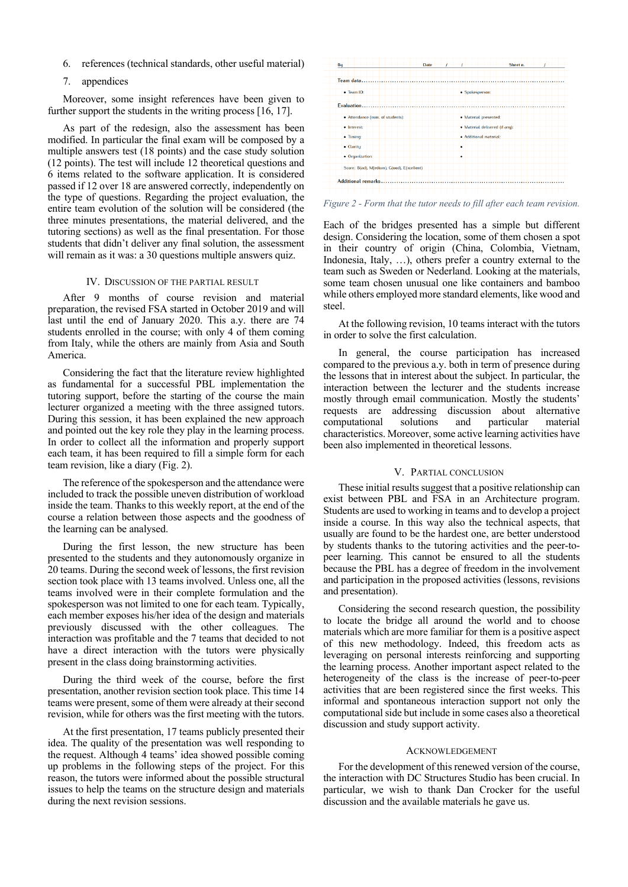6. references (technical standards, other useful material)
7. appendices

Moreover, some insight references have been given to further support the students in the writing process [16, 17].

As part of the redesign, also the assessment has been modified. In particular the final exam will be composed by a multiple answers test (18 points) and the case study solution (12 points). The test will include 12 theoretical questions and 6 items related to the software application. It is considered passed if 12 over 18 are answered correctly, independently on the type of questions. Regarding the project evaluation, the entire team evolution of the solution will be considered (the three minutes presentations, the material delivered, and the tutoring sections) as well as the final presentation. For those students that didn't deliver any final solution, the assessment will remain as it was: a 30 questions multiple answers quiz.

## IV. Discussion of the partial result

After 9 months of course revision and material preparation, the revised FSA started in October 2019 and will last until the end of January 2020. This a.y. there are 74 students enrolled in the course; with only 4 of them coming from Italy, while the others are mainly from Asia and South America.

Considering the fact that the literature review highlighted as fundamental for a successful PBL implementation the tutoring support, before the starting of the course the main lecturer organized a meeting with the three assigned tutors. During this session, it has been explained the new approach and pointed out the key role they play in the learning process. In order to collect all the information and properly support each team, it has been required to fill a simple form for each team revision, like a diary (Fig. 2).

By Date / / Sheet n. /

**Team data**

- Team ID:
- Spokesperson:

**Evaluation**

- Attendance (num. of students):
- Interest:
- Timing:
- Clarity:
- Organization:
- Material presented:
- Material delivered (if any):
- Additional material:

Score: B(ad), M(edium), G(ood), E(xcellent)

**Additional remarks**

*Figure 2 - Form that the tutor needs to fill after each team revision.*

The reference of the spokesperson and the attendance were included to track the possible uneven distribution of workload inside the team. Thanks to this weekly report, at the end of the course a relation between those aspects and the goodness of the learning can be analysed.

During the first lesson, the new structure has been presented to the students and they autonomously organize in 20 teams. During the second week of lessons, the first revision section took place with 13 teams involved. Unless one, all the teams involved were in their complete formulation and the spokesperson was not limited to one for each team. Typically, each member exposes his/her idea of the design and materials previously discussed with the other colleagues. The interaction was profitable and the 7 teams that decided to not have a direct interaction with the tutors were physically present in the class doing brainstorming activities.

During the third week of the course, before the first presentation, another revision section took place. This time 14 teams were present, some of them were already at their second revision, while for others was the first meeting with the tutors.

At the first presentation, 17 teams publicly presented their idea. The quality of the presentation was well responding to the request. Although 4 teams' idea showed possible coming up problems in the following steps of the project. For this reason, the tutors were informed about the possible structural issues to help the teams on the structure design and materials during the next revision sessions.

Each of the bridges presented has a simple but different design. Considering the location, some of them chose a spot in their country of origin (China, Colombia, Vietnam, Indonesia, Italy, …), others prefer a country external to the team such as Sweden or Nederland. Looking at the materials, some team chosen unusual one like containers and bamboo while others employed more standard elements, like wood and steel.

At the following revision, 10 teams interact with the tutors in order to solve the first calculation.

In general, the course participation has increased compared to the previous a.y. both in term of presence during the lessons that in interest about the subject. In particular, the interaction between the lecturer and the students increase mostly through email communication. Mostly the students' requests are addressing discussion about alternative computational solutions and particular material characteristics. Moreover, some active learning activities have been also implemented in theoretical lessons.

## V. Partial conclusion

These initial results suggest that a positive relationship can exist between PBL and FSA in an Architecture program. Students are used to working in teams and to develop a project inside a course. In this way also the technical aspects, that usually are found to be the hardest one, are better understood by students thanks to the tutoring activities and the peer-to-peer learning. This cannot be ensured to all the students because the PBL has a degree of freedom in the involvement and participation in the proposed activities (lessons, revisions and presentation).

Considering the second research question, the possibility to locate the bridge all around the world and to choose materials which are more familiar for them is a positive aspect of this new methodology. Indeed, this freedom acts as leveraging on personal interests reinforcing and supporting the learning process. Another important aspect related to the heterogeneity of the class is the increase of peer-to-peer activities that are been registered since the first weeks. This informal and spontaneous interaction support not only the computational side but include in some cases also a theoretical discussion and study support activity.

## Acknowledgement

For the development of this renewed version of the course, the interaction with DC Structures Studio has been crucial. In particular, we wish to thank Dan Crocker for the useful discussion and the available materials he gave us.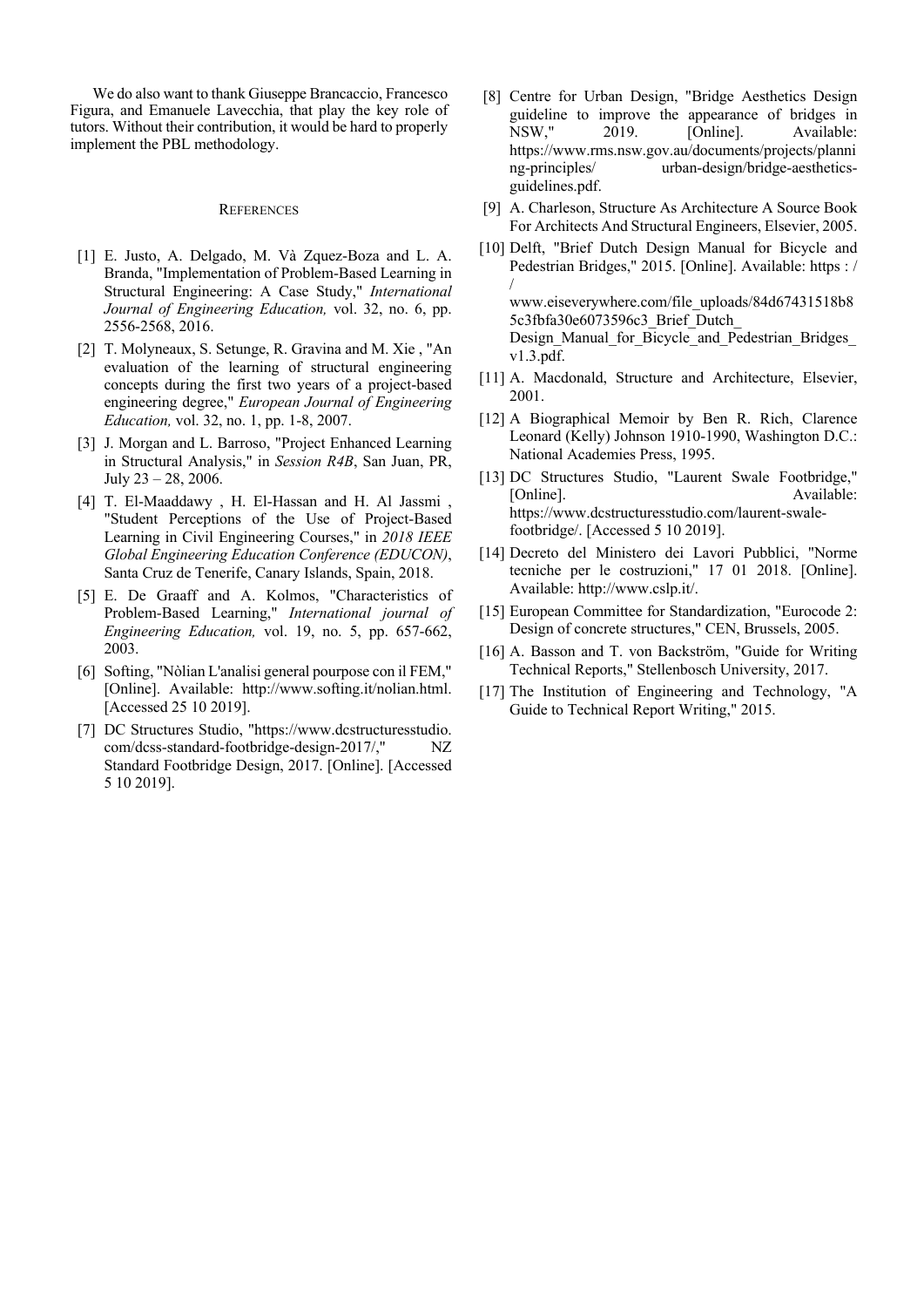We do also want to thank Giuseppe Brancaccio, Francesco Figura, and Emanuele Lavecchia, that play the key role of tutors. Without their contribution, it would be hard to properly implement the PBL methodology.

## References

[1] E. Justo, A. Delgado, M. Và Zquez-Boza and L. A. Branda, "Implementation of Problem-Based Learning in Structural Engineering: A Case Study," *International Journal of Engineering Education,* vol. 32, no. 6, pp. 2556-2568, 2016.

[2] T. Molyneaux, S. Setunge, R. Gravina and M. Xie , "An evaluation of the learning of structural engineering concepts during the first two years of a project-based engineering degree," *European Journal of Engineering Education,* vol. 32, no. 1, pp. 1-8, 2007.

[3] J. Morgan and L. Barroso, "Project Enhanced Learning in Structural Analysis," in *Session R4B*, San Juan, PR, July 23 – 28, 2006.

[4] T. El-Maaddawy , H. El-Hassan and H. Al Jassmi , "Student Perceptions of the Use of Project-Based Learning in Civil Engineering Courses," in *2018 IEEE Global Engineering Education Conference (EDUCON)*, Santa Cruz de Tenerife, Canary Islands, Spain, 2018.

[5] E. De Graaff and A. Kolmos, "Characteristics of Problem-Based Learning," *International journal of Engineering Education,* vol. 19, no. 5, pp. 657-662, 2003.

[6] Softing, "Nòlian L'analisi general pourpose con il FEM," [Online]. Available: http://www.softing.it/nolian.html. [Accessed 25 10 2019].

[7] DC Structures Studio, "https://www.dcstructuresstudio.com/dcss-standard-footbridge-design-2017/," NZ Standard Footbridge Design, 2017. [Online]. [Accessed 5 10 2019].

[8] Centre for Urban Design, "Bridge Aesthetics Design guideline to improve the appearance of bridges in NSW," 2019. [Online]. Available: https://www.rms.nsw.gov.au/documents/projects/planning-principles/ urban-design/bridge-aesthetics-guidelines.pdf.

[9] A. Charleson, Structure As Architecture A Source Book For Architects And Structural Engineers, Elsevier, 2005.

[10] Delft, "Brief Dutch Design Manual for Bicycle and Pedestrian Bridges," 2015. [Online]. Available: https : / / www.eiseverywhere.com/file_uploads/84d67431518b85c3fbfa30e6073596c3_Brief_Dutch_Design_Manual_for_Bicycle_and_Pedestrian_Bridges_v1.3.pdf.

[11] A. Macdonald, Structure and Architecture, Elsevier, 2001.

[12] A Biographical Memoir by Ben R. Rich, Clarence Leonard (Kelly) Johnson 1910-1990, Washington D.C.: National Academies Press, 1995.

[13] DC Structures Studio, "Laurent Swale Footbridge," [Online]. Available: https://www.dcstructuresstudio.com/laurent-swale-footbridge/. [Accessed 5 10 2019].

[14] Decreto del Ministero dei Lavori Pubblici, "Norme tecniche per le costruzioni," 17 01 2018. [Online]. Available: http://www.cslp.it/.

[15] European Committee for Standardization, "Eurocode 2: Design of concrete structures," CEN, Brussels, 2005.

[16] A. Basson and T. von Backström, "Guide for Writing Technical Reports," Stellenbosch University, 2017.

[17] The Institution of Engineering and Technology, "A Guide to Technical Report Writing," 2015.